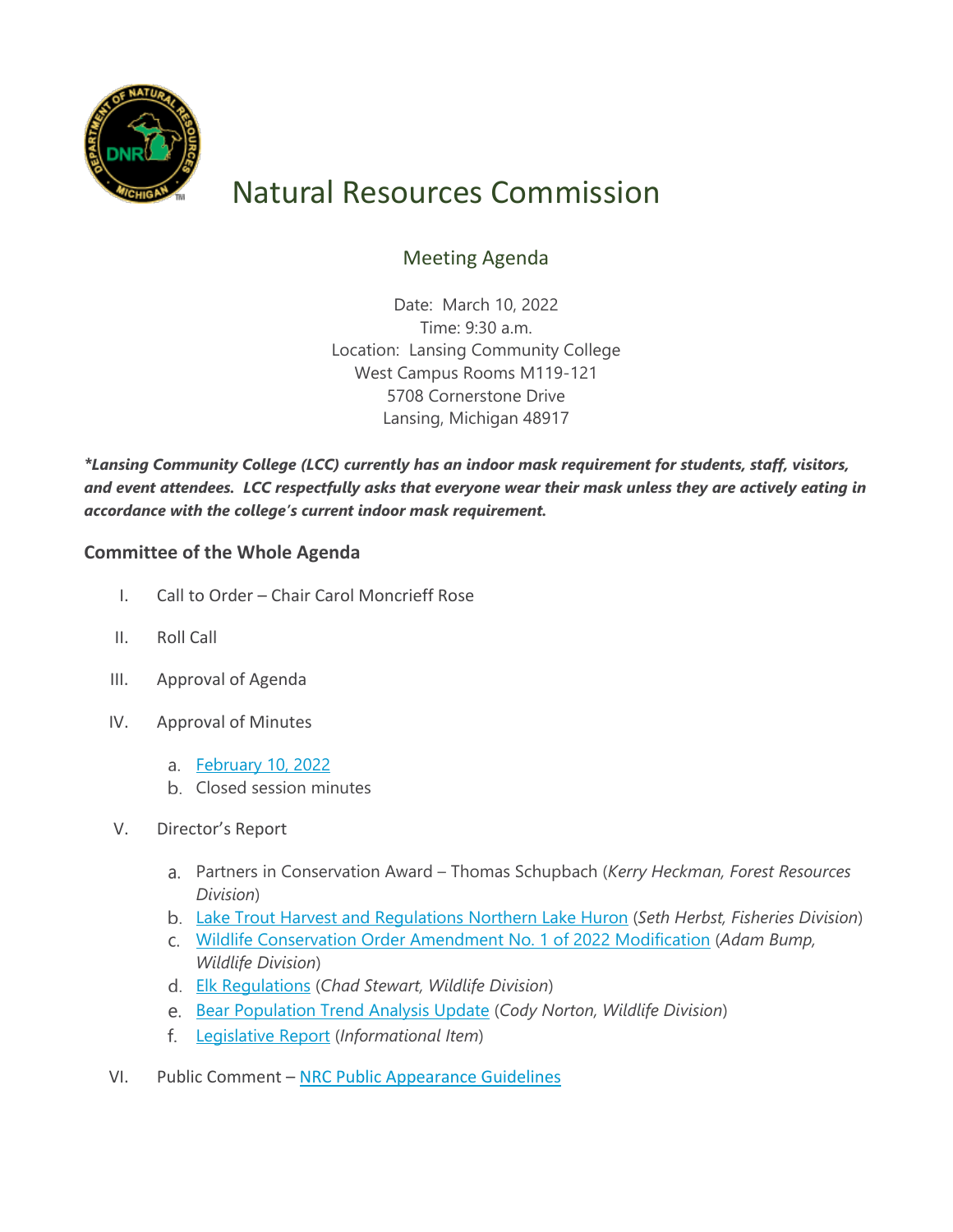# Natural Resources Commission

## Meeting Agenda

Date: March 10, 2022
Time: 9:30 a.m.
Location: Lansing Community College
West Campus Rooms M119-121
5708 Cornerstone Drive
Lansing, Michigan 48917

***Lansing Community College (LCC) currently has an indoor mask requirement for students, staff, visitors, and event attendees. LCC respectfully asks that everyone wear their mask unless they are actively eating in accordance with the college's current indoor mask requirement.***

### Committee of the Whole Agenda

I. Call to Order – Chair Carol Moncrieff Rose

II. Roll Call

III. Approval of Agenda

IV. Approval of Minutes

   a. February 10, 2022
   b. Closed session minutes

V. Director's Report

   a. Partners in Conservation Award – Thomas Schupbach (*Kerry Heckman, Forest Resources Division*)
   b. Lake Trout Harvest and Regulations Northern Lake Huron (*Seth Herbst, Fisheries Division*)
   c. Wildlife Conservation Order Amendment No. 1 of 2022 Modification (*Adam Bump, Wildlife Division*)
   d. Elk Regulations (*Chad Stewart, Wildlife Division*)
   e. Bear Population Trend Analysis Update (*Cody Norton, Wildlife Division*)
   f. Legislative Report (*Informational Item*)

VI. Public Comment – NRC Public Appearance Guidelines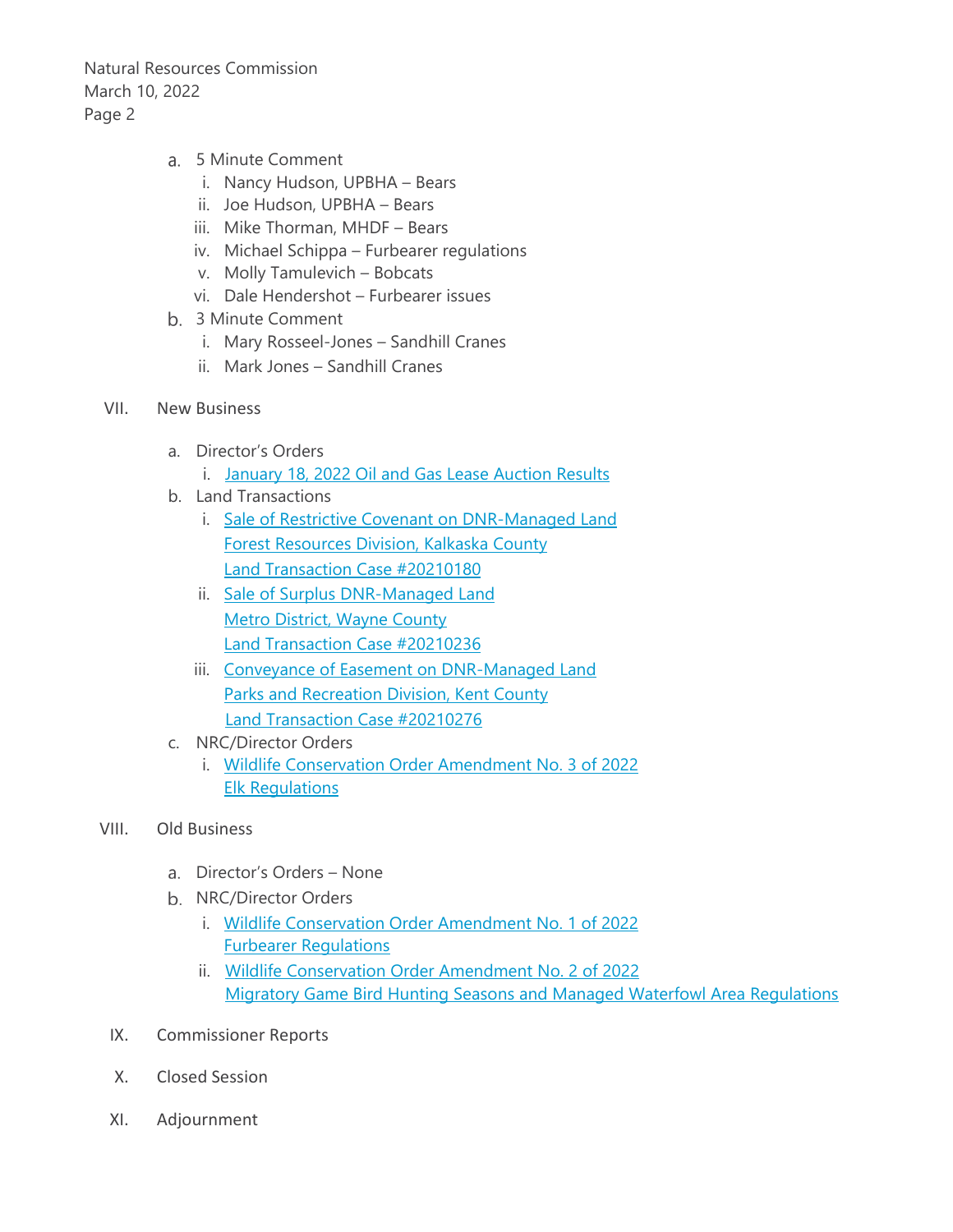a. 5 Minute Comment
   i. Nancy Hudson, UPBHA – Bears
   ii. Joe Hudson, UPBHA – Bears
   iii. Mike Thorman, MHDF – Bears
   iv. Michael Schippa – Furbearer regulations
   v. Molly Tamulevich – Bobcats
   vi. Dale Hendershot – Furbearer issues

b. 3 Minute Comment
   i. Mary Rosseel-Jones – Sandhill Cranes
   ii. Mark Jones – Sandhill Cranes

VII. New Business

a. Director's Orders
   i. January 18, 2022 Oil and Gas Lease Auction Results

b. Land Transactions
   i. Sale of Restrictive Covenant on DNR-Managed Land
      Forest Resources Division, Kalkaska County
      Land Transaction Case #20210180
   ii. Sale of Surplus DNR-Managed Land
      Metro District, Wayne County
      Land Transaction Case #20210236
   iii. Conveyance of Easement on DNR-Managed Land
      Parks and Recreation Division, Kent County
      Land Transaction Case #20210276

c. NRC/Director Orders
   i. Wildlife Conservation Order Amendment No. 3 of 2022
      Elk Regulations

VIII. Old Business

a. Director's Orders – None

b. NRC/Director Orders
   i. Wildlife Conservation Order Amendment No. 1 of 2022
      Furbearer Regulations
   ii. Wildlife Conservation Order Amendment No. 2 of 2022
      Migratory Game Bird Hunting Seasons and Managed Waterfowl Area Regulations

IX. Commissioner Reports

X. Closed Session

XI. Adjournment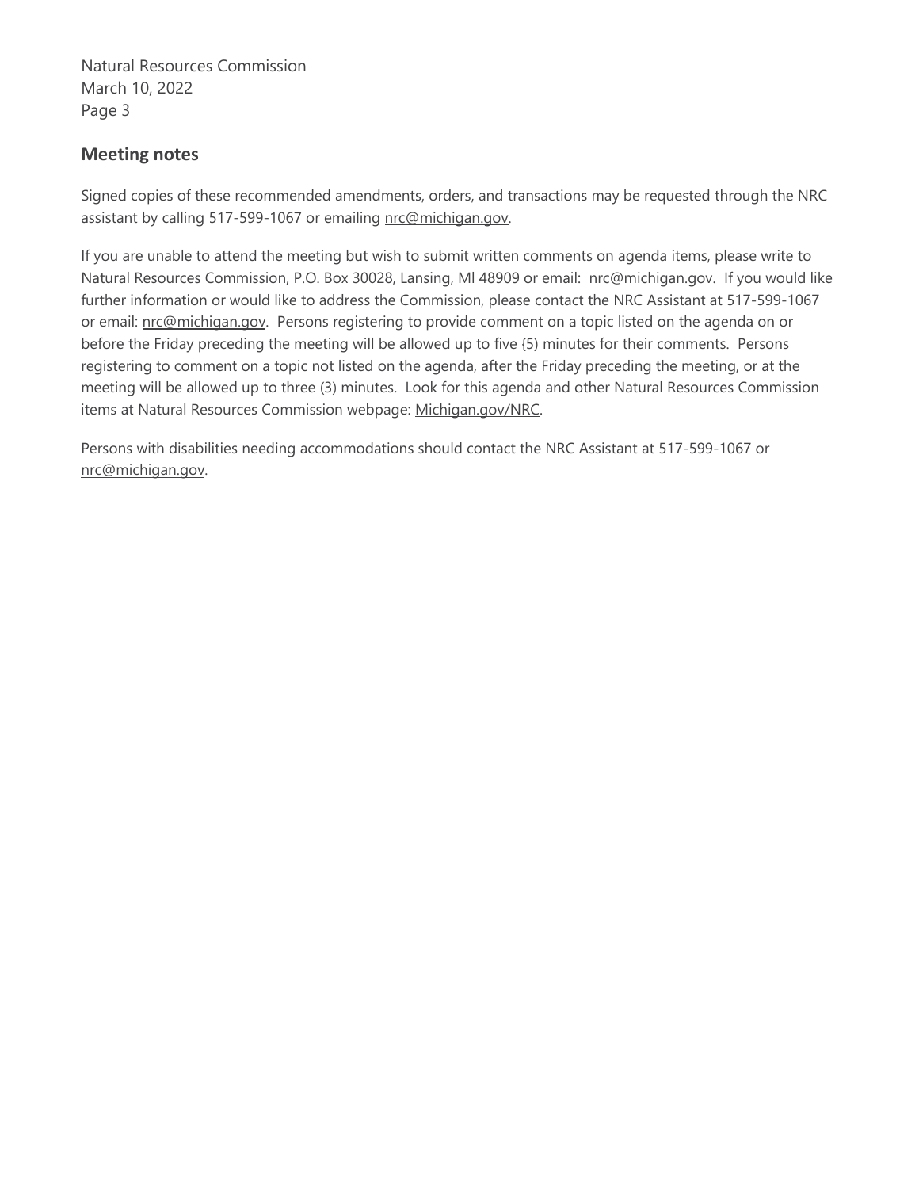## Meeting notes

Signed copies of these recommended amendments, orders, and transactions may be requested through the NRC assistant by calling 517-599-1067 or emailing nrc@michigan.gov.

If you are unable to attend the meeting but wish to submit written comments on agenda items, please write to Natural Resources Commission, P.O. Box 30028, Lansing, MI 48909 or email: nrc@michigan.gov. If you would like further information or would like to address the Commission, please contact the NRC Assistant at 517-599-1067 or email: nrc@michigan.gov. Persons registering to provide comment on a topic listed on the agenda on or before the Friday preceding the meeting will be allowed up to five {5) minutes for their comments. Persons registering to comment on a topic not listed on the agenda, after the Friday preceding the meeting, or at the meeting will be allowed up to three (3) minutes. Look for this agenda and other Natural Resources Commission items at Natural Resources Commission webpage: Michigan.gov/NRC.

Persons with disabilities needing accommodations should contact the NRC Assistant at 517-599-1067 or nrc@michigan.gov.